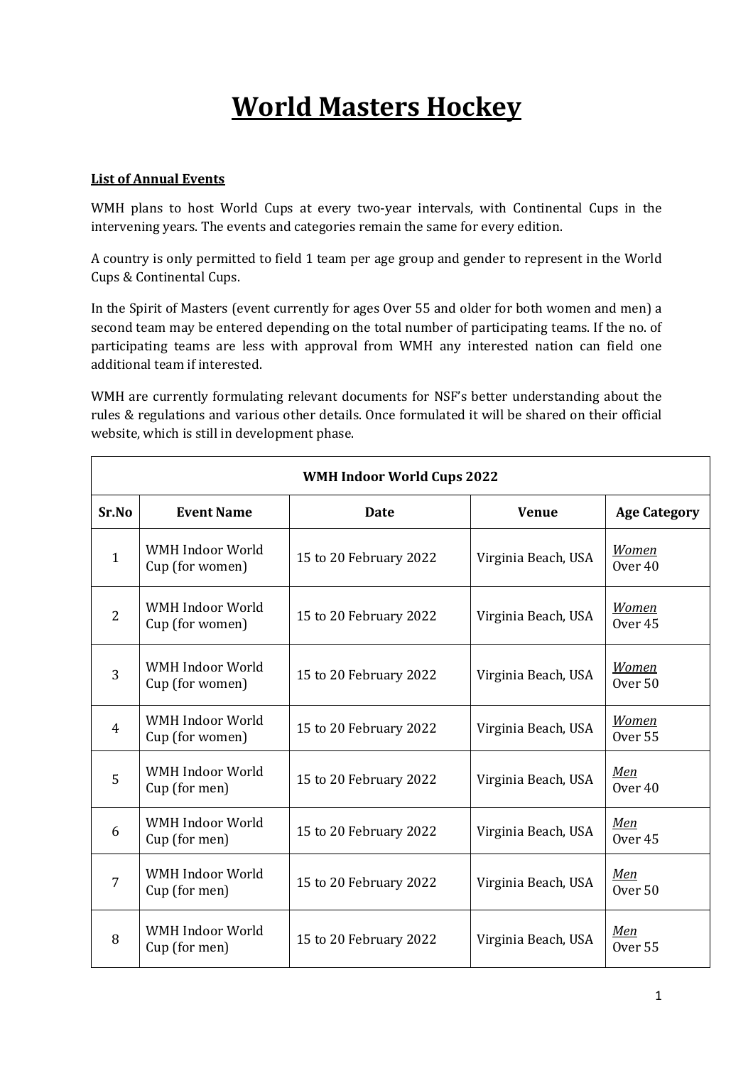# World Masters Hockey

**List of Annual Events**

WMH plans to host World Cups at every two-year intervals, with Continental Cups in the intervening years. The events and categories remain the same for every edition.

A country is only permitted to field 1 team per age group and gender to represent in the World Cups & Continental Cups.

In the Spirit of Masters (event currently for ages Over 55 and older for both women and men) a second team may be entered depending on the total number of participating teams. If the no. of participating teams are less with approval from WMH any interested nation can field one additional team if interested.

WMH are currently formulating relevant documents for NSF's better understanding about the rules & regulations and various other details. Once formulated it will be shared on their official website, which is still in development phase.

| **WMH Indoor World Cups 2022** | | | | |
|---|---|---|---|---|
| **Sr.No** | **Event Name** | **Date** | **Venue** | **Age Category** |
| 1 | WMH Indoor World Cup (for women) | 15 to 20 February 2022 | Virginia Beach, USA | *Women* Over 40 |
| 2 | WMH Indoor World Cup (for women) | 15 to 20 February 2022 | Virginia Beach, USA | *Women* Over 45 |
| 3 | WMH Indoor World Cup (for women) | 15 to 20 February 2022 | Virginia Beach, USA | *Women* Over 50 |
| 4 | WMH Indoor World Cup (for women) | 15 to 20 February 2022 | Virginia Beach, USA | *Women* Over 55 |
| 5 | WMH Indoor World Cup (for men) | 15 to 20 February 2022 | Virginia Beach, USA | *Men* Over 40 |
| 6 | WMH Indoor World Cup (for men) | 15 to 20 February 2022 | Virginia Beach, USA | *Men* Over 45 |
| 7 | WMH Indoor World Cup (for men) | 15 to 20 February 2022 | Virginia Beach, USA | *Men* Over 50 |
| 8 | WMH Indoor World Cup (for men) | 15 to 20 February 2022 | Virginia Beach, USA | *Men* Over 55 |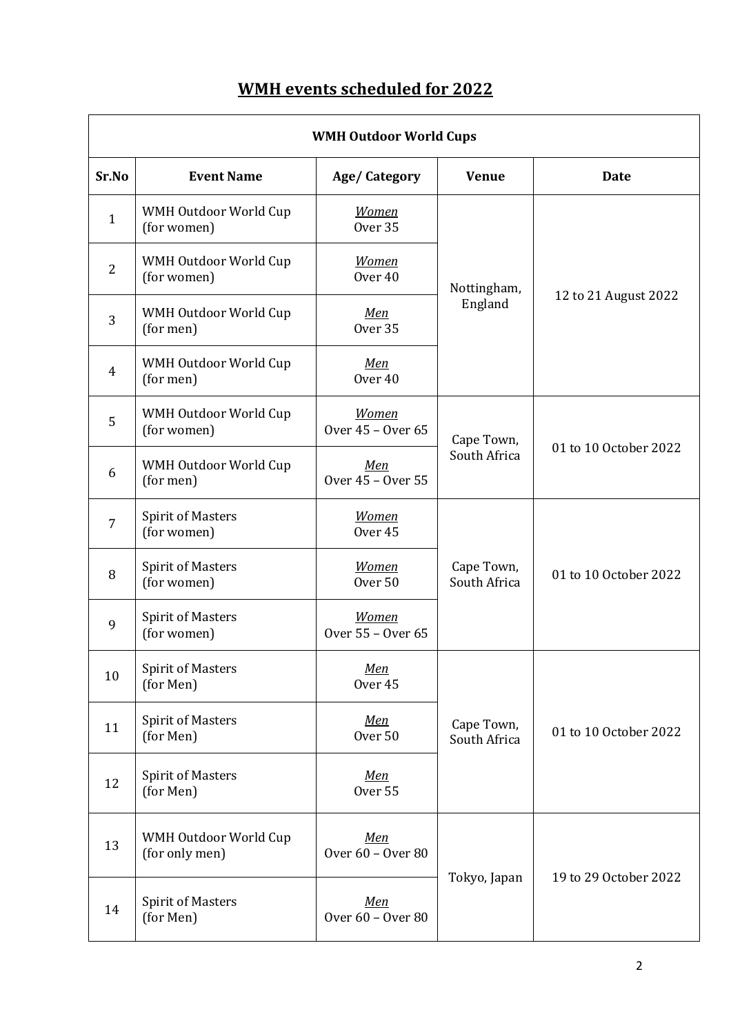# WMH events scheduled for 2022

| WMH Outdoor World Cups | | | | |
|---|---|---|---|---|
| **Sr.No** | **Event Name** | **Age/ Category** | **Venue** | **Date** |
| 1 | WMH Outdoor World Cup (for women) | *Women* Over 35 | Nottingham, England | 12 to 21 August 2022 |
| 2 | WMH Outdoor World Cup (for women) | *Women* Over 40 | | |
| 3 | WMH Outdoor World Cup (for men) | *Men* Over 35 | | |
| 4 | WMH Outdoor World Cup (for men) | *Men* Over 40 | | |
| 5 | WMH Outdoor World Cup (for women) | *Women* Over 45 – Over 65 | Cape Town, South Africa | 01 to 10 October 2022 |
| 6 | WMH Outdoor World Cup (for men) | *Men* Over 45 – Over 55 | | |
| 7 | Spirit of Masters (for women) | *Women* Over 45 | Cape Town, South Africa | 01 to 10 October 2022 |
| 8 | Spirit of Masters (for women) | *Women* Over 50 | | |
| 9 | Spirit of Masters (for women) | *Women* Over 55 – Over 65 | | |
| 10 | Spirit of Masters (for Men) | *Men* Over 45 | Cape Town, South Africa | 01 to 10 October 2022 |
| 11 | Spirit of Masters (for Men) | *Men* Over 50 | | |
| 12 | Spirit of Masters (for Men) | *Men* Over 55 | | |
| 13 | WMH Outdoor World Cup (for only men) | *Men* Over 60 – Over 80 | Tokyo, Japan | 19 to 29 October 2022 |
| 14 | Spirit of Masters (for Men) | *Men* Over 60 – Over 80 | | |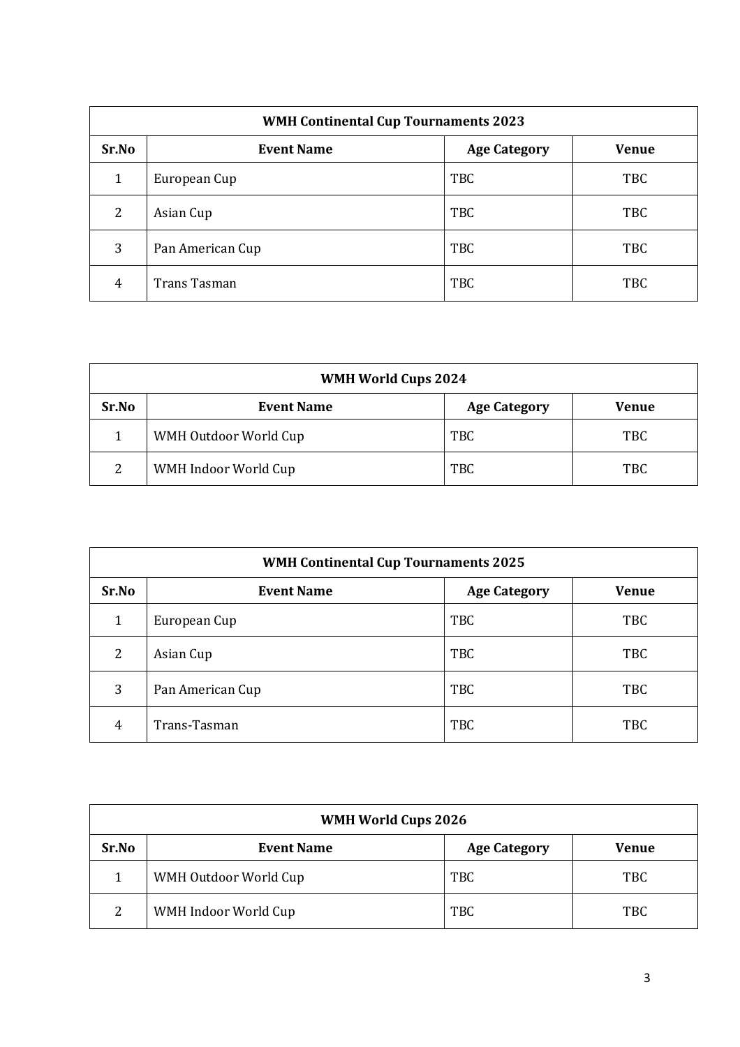| WMH Continental Cup Tournaments 2023 | | | |
|---|---|---|---|
| **Sr.No** | **Event Name** | **Age Category** | **Venue** |
| 1 | European Cup | TBC | TBC |
| 2 | Asian Cup | TBC | TBC |
| 3 | Pan American Cup | TBC | TBC |
| 4 | Trans Tasman | TBC | TBC |

| WMH World Cups 2024 | | | |
|---|---|---|---|
| **Sr.No** | **Event Name** | **Age Category** | **Venue** |
| 1 | WMH Outdoor World Cup | TBC | TBC |
| 2 | WMH Indoor World Cup | TBC | TBC |

| WMH Continental Cup Tournaments 2025 | | | |
|---|---|---|---|
| **Sr.No** | **Event Name** | **Age Category** | **Venue** |
| 1 | European Cup | TBC | TBC |
| 2 | Asian Cup | TBC | TBC |
| 3 | Pan American Cup | TBC | TBC |
| 4 | Trans-Tasman | TBC | TBC |

| WMH World Cups 2026 | | | |
|---|---|---|---|
| **Sr.No** | **Event Name** | **Age Category** | **Venue** |
| 1 | WMH Outdoor World Cup | TBC | TBC |
| 2 | WMH Indoor World Cup | TBC | TBC |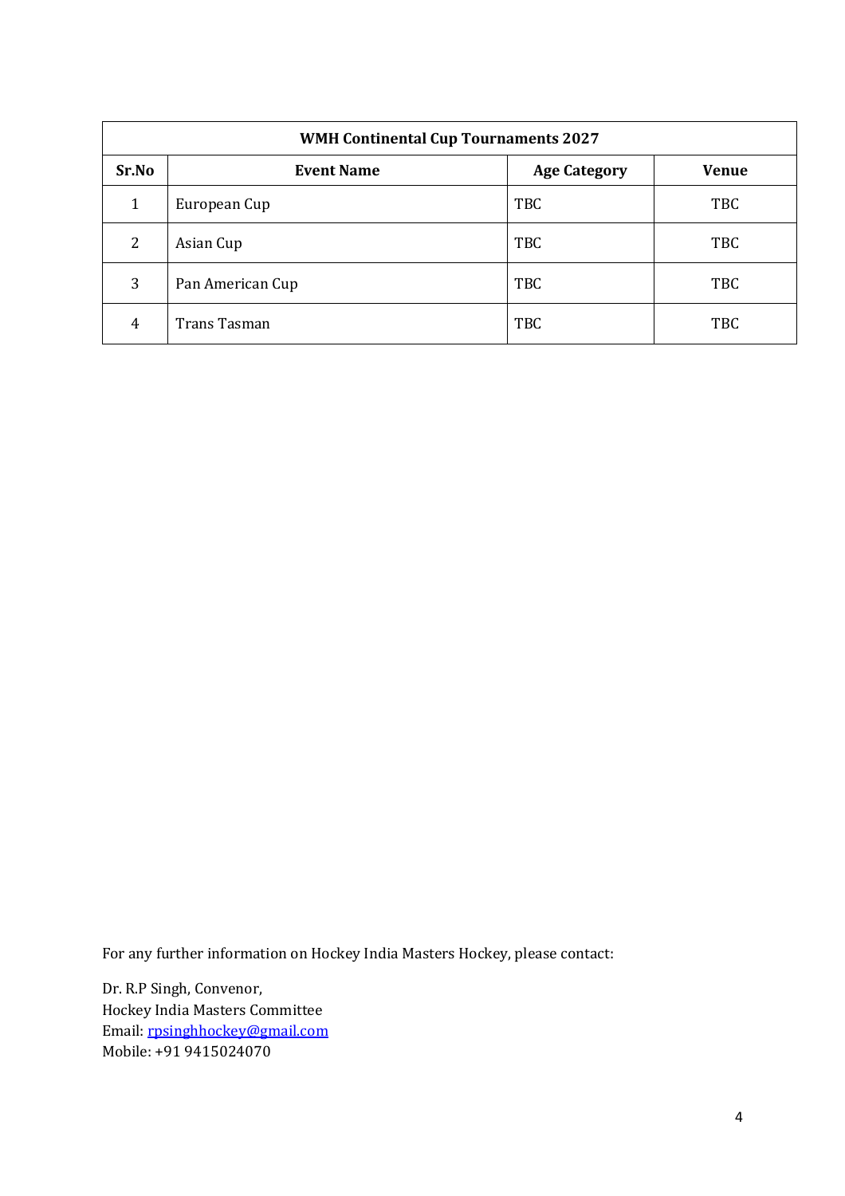| WMH Continental Cup Tournaments 2027 | | | |
|---|---|---|---|
| **Sr.No** | **Event Name** | **Age Category** | **Venue** |
| 1 | European Cup | TBC | TBC |
| 2 | Asian Cup | TBC | TBC |
| 3 | Pan American Cup | TBC | TBC |
| 4 | Trans Tasman | TBC | TBC |

For any further information on Hockey India Masters Hockey, please contact:

Dr. R.P Singh, Convenor,
Hockey India Masters Committee
Email: rpsinghhockey@gmail.com
Mobile: +91 9415024070